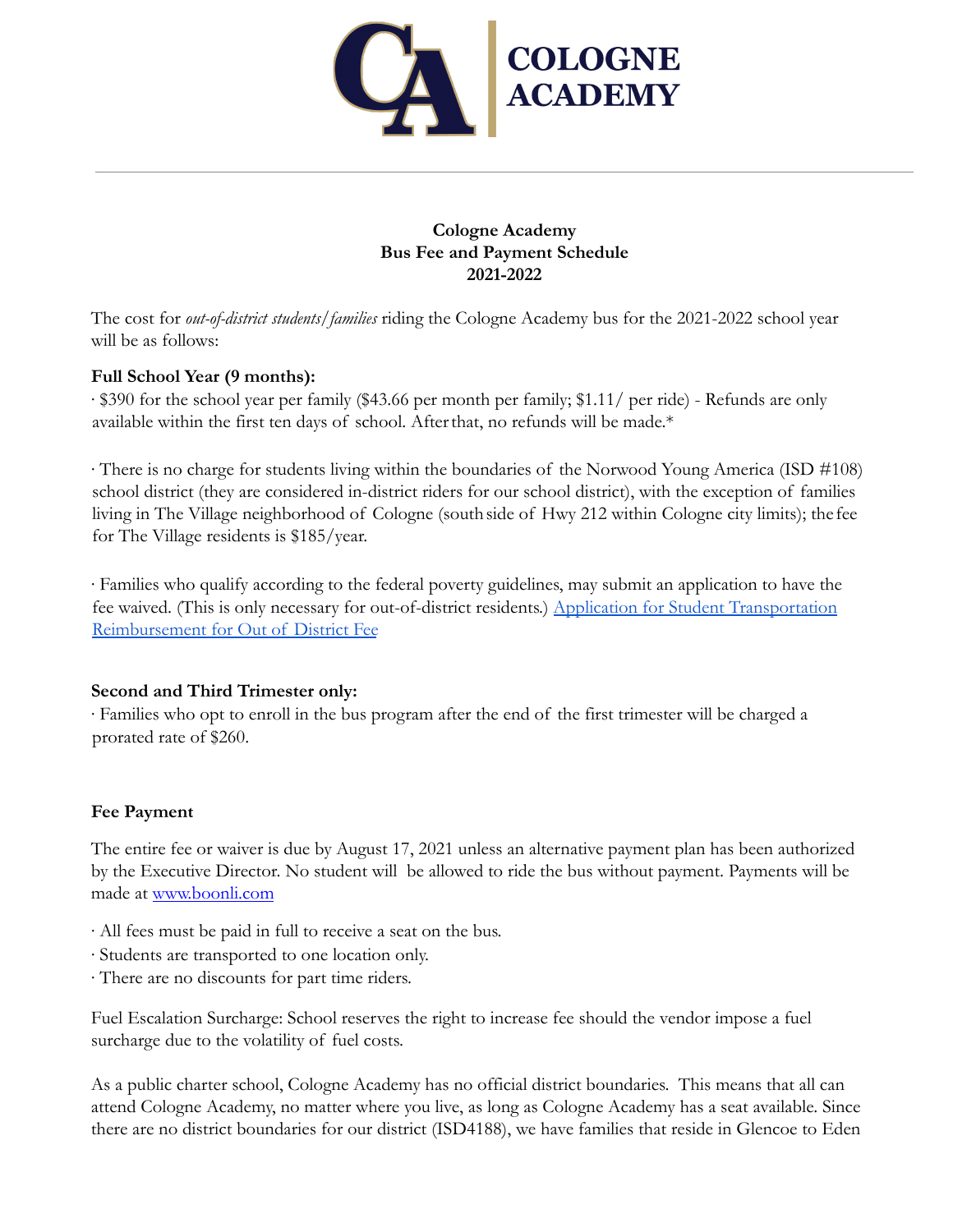**COLOGNE ACADEMY**

**Cologne Academy**
**Bus Fee and Payment Schedule**
**2021-2022**

The cost for *out-of-district students/families* riding the Cologne Academy bus for the 2021-2022 school year will be as follows:

**Full School Year (9 months):**

· $390 for the school year per family ($43.66 per month per family; $1.11/ per ride) - Refunds are only available within the first ten days of school. After that, no refunds will be made.*

· There is no charge for students living within the boundaries of the Norwood Young America (ISD #108) school district (they are considered in-district riders for our school district), with the exception of families living in The Village neighborhood of Cologne (south side of Hwy 212 within Cologne city limits); the fee for The Village residents is $185/year.

· Families who qualify according to the federal poverty guidelines, may submit an application to have the fee waived. (This is only necessary for out-of-district residents.) [Application for Student Transportation Reimbursement for Out of District Fee]

**Second and Third Trimester only:**

· Families who opt to enroll in the bus program after the end of the first trimester will be charged a prorated rate of $260.

**Fee Payment**

The entire fee or waiver is due by August 17, 2021 unless an alternative payment plan has been authorized by the Executive Director. No student will be allowed to ride the bus without payment. Payments will be made at www.boonli.com

· All fees must be paid in full to receive a seat on the bus.
· Students are transported to one location only.
· There are no discounts for part time riders.

Fuel Escalation Surcharge: School reserves the right to increase fee should the vendor impose a fuel surcharge due to the volatility of fuel costs.

As a public charter school, Cologne Academy has no official district boundaries. This means that all can attend Cologne Academy, no matter where you live, as long as Cologne Academy has a seat available. Since there are no district boundaries for our district (ISD4188), we have families that reside in Glencoe to Eden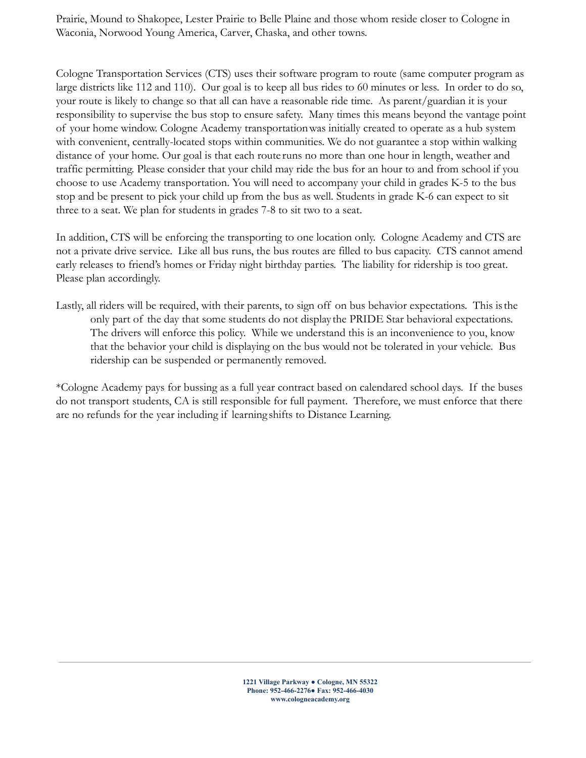Prairie, Mound to Shakopee, Lester Prairie to Belle Plaine and those whom reside closer to Cologne in Waconia, Norwood Young America, Carver, Chaska, and other towns.

Cologne Transportation Services (CTS) uses their software program to route (same computer program as large districts like 112 and 110). Our goal is to keep all bus rides to 60 minutes or less. In order to do so, your route is likely to change so that all can have a reasonable ride time. As parent/guardian it is your responsibility to supervise the bus stop to ensure safety. Many times this means beyond the vantage point of your home window. Cologne Academy transportation was initially created to operate as a hub system with convenient, centrally-located stops within communities. We do not guarantee a stop within walking distance of your home. Our goal is that each route runs no more than one hour in length, weather and traffic permitting. Please consider that your child may ride the bus for an hour to and from school if you choose to use Academy transportation. You will need to accompany your child in grades K-5 to the bus stop and be present to pick your child up from the bus as well. Students in grade K-6 can expect to sit three to a seat. We plan for students in grades 7-8 to sit two to a seat.

In addition, CTS will be enforcing the transporting to one location only. Cologne Academy and CTS are not a private drive service. Like all bus runs, the bus routes are filled to bus capacity. CTS cannot amend early releases to friend's homes or Friday night birthday parties. The liability for ridership is too great. Please plan accordingly.

Lastly, all riders will be required, with their parents, to sign off on bus behavior expectations. This is the only part of the day that some students do not display the PRIDE Star behavioral expectations. The drivers will enforce this policy. While we understand this is an inconvenience to you, know that the behavior your child is displaying on the bus would not be tolerated in your vehicle. Bus ridership can be suspended or permanently removed.

*Cologne Academy pays for bussing as a full year contract based on calendared school days. If the buses do not transport students, CA is still responsible for full payment. Therefore, we must enforce that there are no refunds for the year including if learning shifts to Distance Learning.

**1221 Village Parkway ● Cologne, MN 55322**
**Phone: 952-466-2276● Fax: 952-466-4030**
**www.cologneacademy.org**